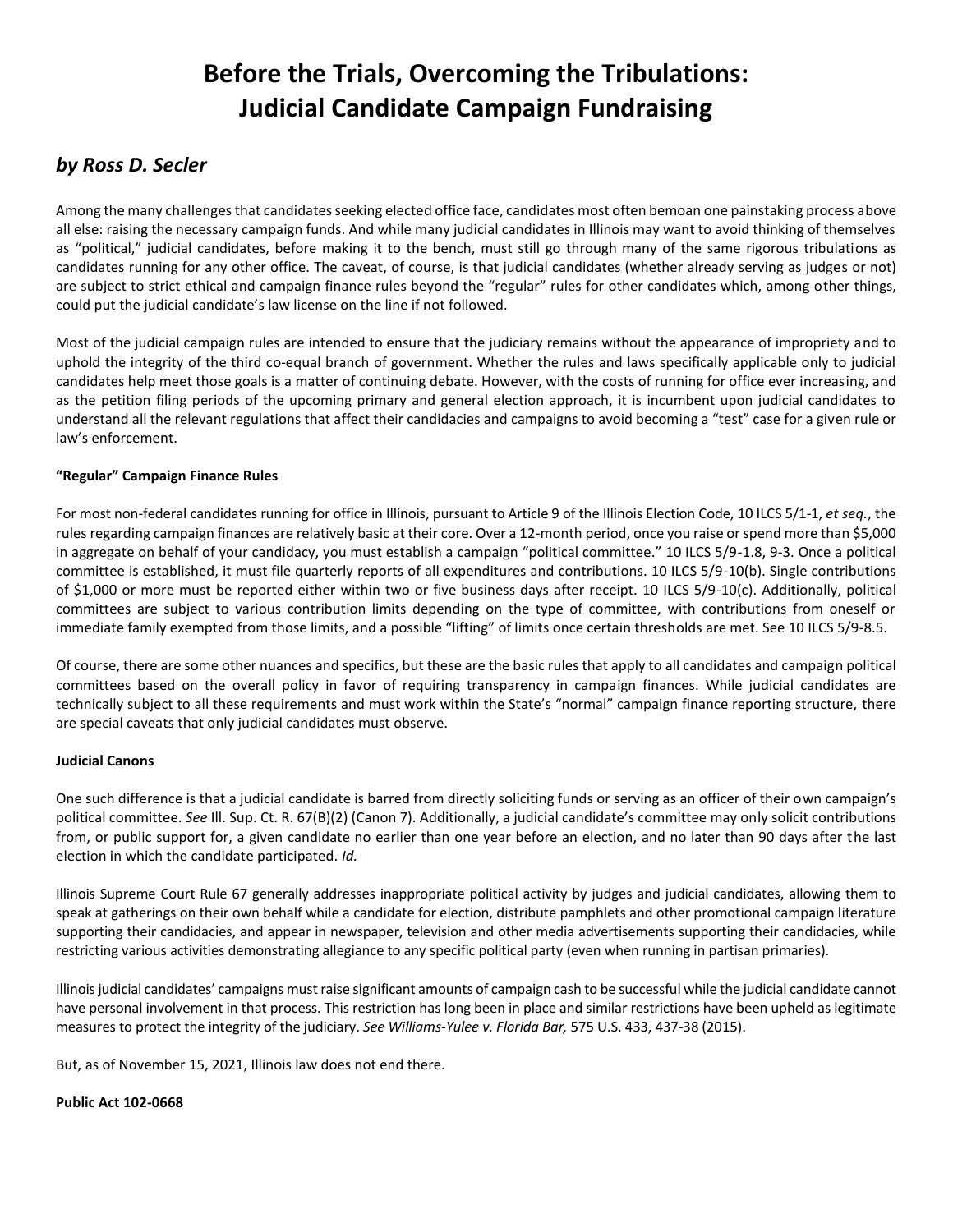# Before the Trials, Overcoming the Tribulations: Judicial Candidate Campaign Fundraising

## *by Ross D. Secler*

Among the many challenges that candidates seeking elected office face, candidates most often bemoan one painstaking process above all else: raising the necessary campaign funds. And while many judicial candidates in Illinois may want to avoid thinking of themselves as "political," judicial candidates, before making it to the bench, must still go through many of the same rigorous tribulations as candidates running for any other office. The caveat, of course, is that judicial candidates (whether already serving as judges or not) are subject to strict ethical and campaign finance rules beyond the "regular" rules for other candidates which, among other things, could put the judicial candidate's law license on the line if not followed.

Most of the judicial campaign rules are intended to ensure that the judiciary remains without the appearance of impropriety and to uphold the integrity of the third co-equal branch of government. Whether the rules and laws specifically applicable only to judicial candidates help meet those goals is a matter of continuing debate. However, with the costs of running for office ever increasing, and as the petition filing periods of the upcoming primary and general election approach, it is incumbent upon judicial candidates to understand all the relevant regulations that affect their candidacies and campaigns to avoid becoming a "test" case for a given rule or law's enforcement.

**"Regular" Campaign Finance Rules**

For most non-federal candidates running for office in Illinois, pursuant to Article 9 of the Illinois Election Code, 10 ILCS 5/1-1, *et seq.*, the rules regarding campaign finances are relatively basic at their core. Over a 12-month period, once you raise or spend more than $5,000 in aggregate on behalf of your candidacy, you must establish a campaign "political committee." 10 ILCS 5/9-1.8, 9-3. Once a political committee is established, it must file quarterly reports of all expenditures and contributions. 10 ILCS 5/9-10(b). Single contributions of $1,000 or more must be reported either within two or five business days after receipt. 10 ILCS 5/9-10(c). Additionally, political committees are subject to various contribution limits depending on the type of committee, with contributions from oneself or immediate family exempted from those limits, and a possible "lifting" of limits once certain thresholds are met. See 10 ILCS 5/9-8.5.

Of course, there are some other nuances and specifics, but these are the basic rules that apply to all candidates and campaign political committees based on the overall policy in favor of requiring transparency in campaign finances. While judicial candidates are technically subject to all these requirements and must work within the State's "normal" campaign finance reporting structure, there are special caveats that only judicial candidates must observe.

**Judicial Canons**

One such difference is that a judicial candidate is barred from directly soliciting funds or serving as an officer of their own campaign's political committee. *See* Ill. Sup. Ct. R. 67(B)(2) (Canon 7). Additionally, a judicial candidate's committee may only solicit contributions from, or public support for, a given candidate no earlier than one year before an election, and no later than 90 days after the last election in which the candidate participated. *Id.*

Illinois Supreme Court Rule 67 generally addresses inappropriate political activity by judges and judicial candidates, allowing them to speak at gatherings on their own behalf while a candidate for election, distribute pamphlets and other promotional campaign literature supporting their candidacies, and appear in newspaper, television and other media advertisements supporting their candidacies, while restricting various activities demonstrating allegiance to any specific political party (even when running in partisan primaries).

Illinois judicial candidates' campaigns must raise significant amounts of campaign cash to be successful while the judicial candidate cannot have personal involvement in that process. This restriction has long been in place and similar restrictions have been upheld as legitimate measures to protect the integrity of the judiciary. *See Williams-Yulee v. Florida Bar,* 575 U.S. 433, 437-38 (2015).

But, as of November 15, 2021, Illinois law does not end there.

**Public Act 102-0668**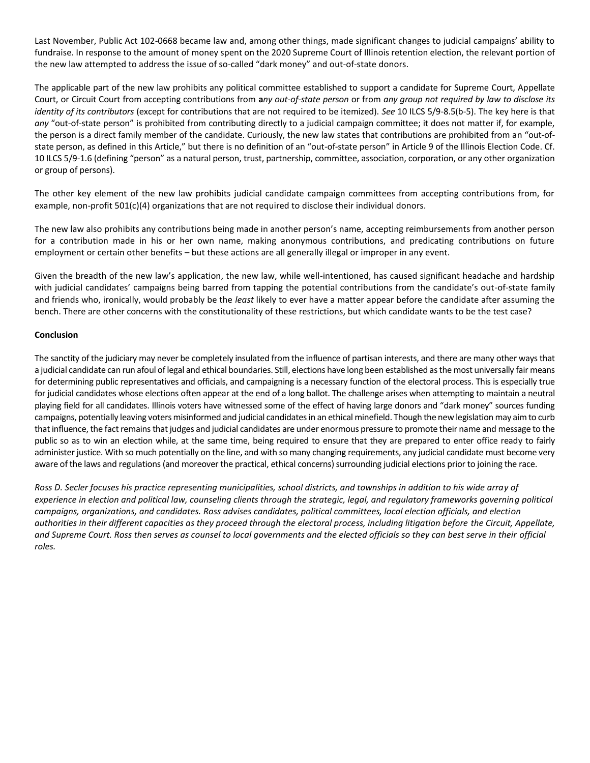Last November, Public Act 102-0668 became law and, among other things, made significant changes to judicial campaigns' ability to fundraise. In response to the amount of money spent on the 2020 Supreme Court of Illinois retention election, the relevant portion of the new law attempted to address the issue of so-called "dark money" and out-of-state donors.

The applicable part of the new law prohibits any political committee established to support a candidate for Supreme Court, Appellate Court, or Circuit Court from accepting contributions from **a***ny out-of-state person* or from *any group not required by law to disclose its identity of its contributors* (except for contributions that are not required to be itemized). *See* 10 ILCS 5/9-8.5(b-5). The key here is that *any* "out-of-state person" is prohibited from contributing directly to a judicial campaign committee; it does not matter if, for example, the person is a direct family member of the candidate. Curiously, the new law states that contributions are prohibited from an "out-of-state person, as defined in this Article," but there is no definition of an "out-of-state person" in Article 9 of the Illinois Election Code. Cf. 10 ILCS 5/9-1.6 (defining "person" as a natural person, trust, partnership, committee, association, corporation, or any other organization or group of persons).

The other key element of the new law prohibits judicial candidate campaign committees from accepting contributions from, for example, non-profit 501(c)(4) organizations that are not required to disclose their individual donors.

The new law also prohibits any contributions being made in another person's name, accepting reimbursements from another person for a contribution made in his or her own name, making anonymous contributions, and predicating contributions on future employment or certain other benefits – but these actions are all generally illegal or improper in any event.

Given the breadth of the new law's application, the new law, while well-intentioned, has caused significant headache and hardship with judicial candidates' campaigns being barred from tapping the potential contributions from the candidate's out-of-state family and friends who, ironically, would probably be the *least* likely to ever have a matter appear before the candidate after assuming the bench. There are other concerns with the constitutionality of these restrictions, but which candidate wants to be the test case?

**Conclusion**

The sanctity of the judiciary may never be completely insulated from the influence of partisan interests, and there are many other ways that a judicial candidate can run afoul of legal and ethical boundaries. Still, elections have long been established as the most universally fair means for determining public representatives and officials, and campaigning is a necessary function of the electoral process. This is especially true for judicial candidates whose elections often appear at the end of a long ballot. The challenge arises when attempting to maintain a neutral playing field for all candidates. Illinois voters have witnessed some of the effect of having large donors and "dark money" sources funding campaigns, potentially leaving voters misinformed and judicial candidates in an ethical minefield. Though the new legislation may aim to curb that influence, the fact remains that judges and judicial candidates are under enormous pressure to promote their name and message to the public so as to win an election while, at the same time, being required to ensure that they are prepared to enter office ready to fairly administer justice. With so much potentially on the line, and with so many changing requirements, any judicial candidate must become very aware of the laws and regulations (and moreover the practical, ethical concerns) surrounding judicial elections prior to joining the race.

*Ross D. Secler focuses his practice representing municipalities, school districts, and townships in addition to his wide array of experience in election and political law, counseling clients through the strategic, legal, and regulatory frameworks governing political campaigns, organizations, and candidates. Ross advises candidates, political committees, local election officials, and election authorities in their different capacities as they proceed through the electoral process, including litigation before the Circuit, Appellate, and Supreme Court. Ross then serves as counsel to local governments and the elected officials so they can best serve in their official roles.*